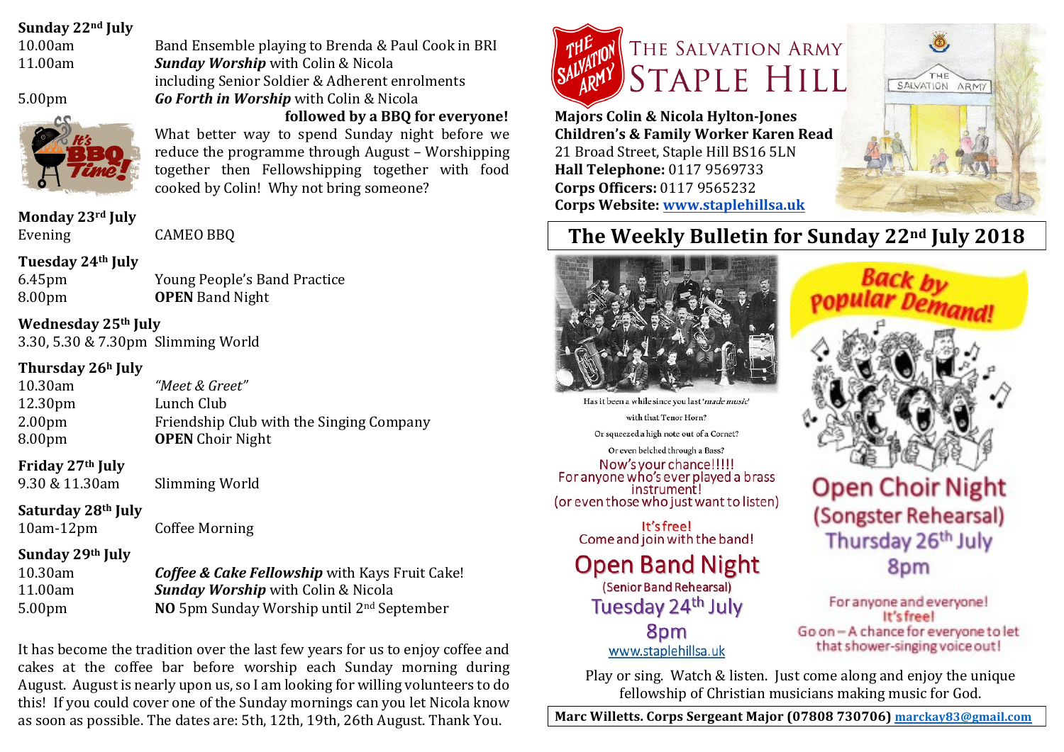# THE SALVATION ARMY STAPLE HILL

**Majors Colin & Nicola Hylton-Jones**
**Children's & Family Worker Karen Read**
21 Broad Street, Staple Hill BS16 5LN
**Hall Telephone:** 0117 9569733
**Corps Officers:** 0117 9565232
**Corps Website:** www.staplehillsa.uk

## The Weekly Bulletin for Sunday 22nd July 2018

**Sunday 22nd July**

| | |
|---|---|
| 10.00am | Band Ensemble playing to Brenda & Paul Cook in BRI |
| 11.00am | ***Sunday Worship*** with Colin & Nicola including Senior Soldier & Adherent enrolments |
| 5.00pm | ***Go Forth in Worship*** with Colin & Nicola |

**followed by a BBQ for everyone!**

What better way to spend Sunday night before we reduce the programme through August – Worshipping together then Fellowshipping together with food cooked by Colin! Why not bring someone?

**Monday 23rd July**

| | |
|---|---|
| Evening | CAMEO BBQ |

**Tuesday 24th July**

| | |
|---|---|
| 6.45pm | Young People's Band Practice |
| 8.00pm | **OPEN** Band Night |

**Wednesday 25th July**

| | |
|---|---|
| 3.30, 5.30 & 7.30pm | Slimming World |

**Thursday 26h July**

| | |
|---|---|
| 10.30am | *"Meet & Greet"* |
| 12.30pm | Lunch Club |
| 2.00pm | Friendship Club with the Singing Company |
| 8.00pm | **OPEN** Choir Night |

**Friday 27th July**

| | |
|---|---|
| 9.30 & 11.30am | Slimming World |

**Saturday 28th July**

| | |
|---|---|
| 10am-12pm | Coffee Morning |

**Sunday 29th July**

| | |
|---|---|
| 10.30am | ***Coffee & Cake Fellowship*** with Kays Fruit Cake! |
| 11.00am | ***Sunday Worship*** with Colin & Nicola |
| 5.00pm | **NO** 5pm Sunday Worship until 2nd September |

It has become the tradition over the last few years for us to enjoy coffee and cakes at the coffee bar before worship each Sunday morning during August. August is nearly upon us, so I am looking for willing volunteers to do this! If you could cover one of the Sunday mornings can you let Nicola know as soon as possible. The dates are: 5th, 12th, 19th, 26th August. Thank You.

Has it been a while since you last '*made music*' with that Tenor Horn?
Or squeezed a high note out of a Cornet?
Or even belched through a Bass?
Now's your chance!!!!!
For anyone who's ever played a brass instrument!
(or even those who just want to listen)

It's free!
Come and join with the band!

**Open Band Night**
(Senior Band Rehearsal)
Tuesday 24th July
8pm
www.staplehillsa.uk

**Back by Popular Demand!**

**Open Choir Night**
(Songster Rehearsal)
Thursday 26th July
8pm

For anyone and everyone!
It's free!
Go on – A chance for everyone to let that shower-singing voice out!

Play or sing. Watch & listen. Just come along and enjoy the unique fellowship of Christian musicians making music for God.

**Marc Willetts. Corps Sergeant Major (07808 730706) marckay83@gmail.com**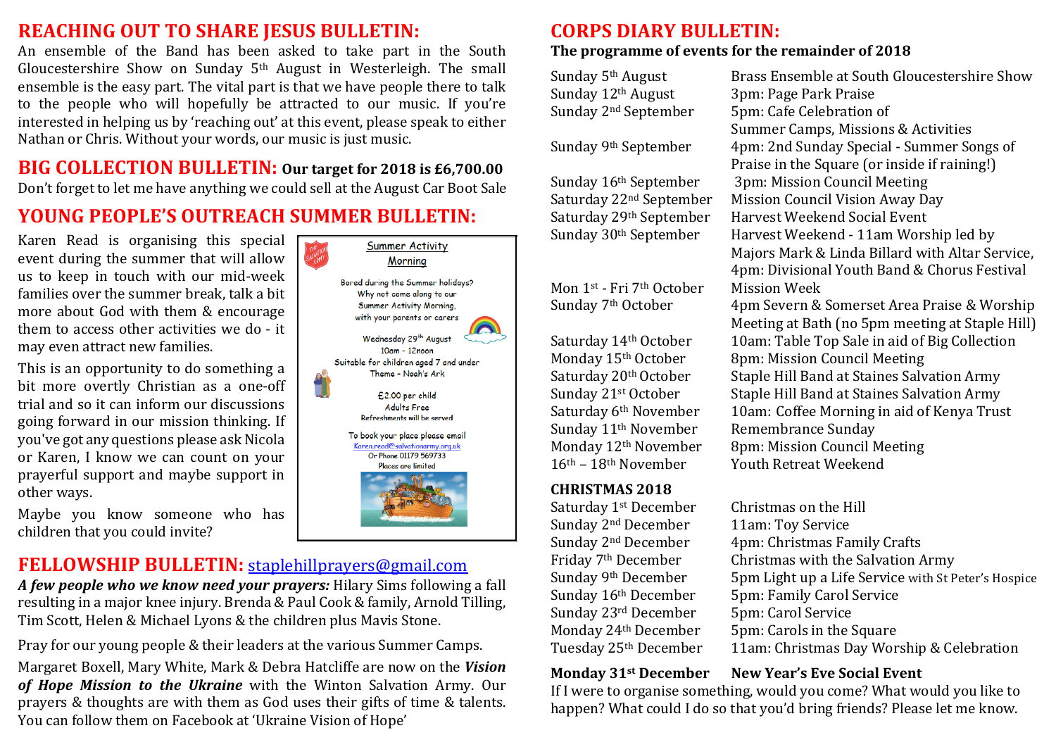## REACHING OUT TO SHARE JESUS BULLETIN:

An ensemble of the Band has been asked to take part in the South Gloucestershire Show on Sunday 5th August in Westerleigh. The small ensemble is the easy part. The vital part is that we have people there to talk to the people who will hopefully be attracted to our music. If you're interested in helping us by 'reaching out' at this event, please speak to either Nathan or Chris. Without your words, our music is just music.

## BIG COLLECTION BULLETIN: Our target for 2018 is £6,700.00

Don't forget to let me have anything we could sell at the August Car Boot Sale

## YOUNG PEOPLE'S OUTREACH SUMMER BULLETIN:

Karen Read is organising this special event during the summer that will allow us to keep in touch with our mid-week families over the summer break, talk a bit more about God with them & encourage them to access other activities we do - it may even attract new families.

This is an opportunity to do something a bit more overtly Christian as a one-off trial and so it can inform our discussions going forward in our mission thinking. If you've got any questions please ask Nicola or Karen, I know we can count on your prayerful support and maybe support in other ways.

Maybe you know someone who has children that you could invite?

**Summer Activity Morning**

Bored during the Summer holidays?
Why not come along to our Summer Activity Morning, with your parents or carers

Wednesday 29th August
10am - 12noon
Suitable for children aged 7 and under
Theme - Noah's Ark

£2.00 per child
Adults Free
Refreshments will be served

To book your place please email
Karen.read@salvationarmy.org.uk
Or Phone 01179 569733
Places are limited

## FELLOWSHIP BULLETIN: staplehillprayers@gmail.com

***A few people who we know need your prayers:*** Hilary Sims following a fall resulting in a major knee injury. Brenda & Paul Cook & family, Arnold Tilling, Tim Scott, Helen & Michael Lyons & the children plus Mavis Stone.

Pray for our young people & their leaders at the various Summer Camps.

Margaret Boxell, Mary White, Mark & Debra Hatcliffe are now on the ***Vision of Hope Mission to the Ukraine*** with the Winton Salvation Army. Our prayers & thoughts are with them as God uses their gifts of time & talents. You can follow them on Facebook at 'Ukraine Vision of Hope'

## CORPS DIARY BULLETIN:

**The programme of events for the remainder of 2018**

| | |
|---|---|
| Sunday 5th August | Brass Ensemble at South Gloucestershire Show |
| Sunday 12th August | 3pm: Page Park Praise |
| Sunday 2nd September | 5pm: Cafe Celebration of Summer Camps, Missions & Activities |
| Sunday 9th September | 4pm: 2nd Sunday Special - Summer Songs of Praise in the Square (or inside if raining!) |
| Sunday 16th September | 3pm: Mission Council Meeting |
| Saturday 22nd September | Mission Council Vision Away Day |
| Saturday 29th September | Harvest Weekend Social Event |
| Sunday 30th September | Harvest Weekend - 11am Worship led by Majors Mark & Linda Billard with Altar Service, 4pm: Divisional Youth Band & Chorus Festival |
| Mon 1st - Fri 7th October | Mission Week |
| Sunday 7th October | 4pm Severn & Somerset Area Praise & Worship Meeting at Bath (no 5pm meeting at Staple Hill) |
| Saturday 14th October | 10am: Table Top Sale in aid of Big Collection |
| Monday 15th October | 8pm: Mission Council Meeting |
| Saturday 20th October | Staple Hill Band at Staines Salvation Army |
| Sunday 21st October | Staple Hill Band at Staines Salvation Army |
| Saturday 6th November | 10am: Coffee Morning in aid of Kenya Trust |
| Sunday 11th November | Remembrance Sunday |
| Monday 12th November | 8pm: Mission Council Meeting |
| 16th – 18th November | Youth Retreat Weekend |

**CHRISTMAS 2018**

| | |
|---|---|
| Saturday 1st December | Christmas on the Hill |
| Sunday 2nd December | 11am: Toy Service |
| Sunday 2nd December | 4pm: Christmas Family Crafts |
| Friday 7th December | Christmas with the Salvation Army |
| Sunday 9th December | 5pm Light up a Life Service with St Peter's Hospice |
| Sunday 16th December | 5pm: Family Carol Service |
| Sunday 23rd December | 5pm: Carol Service |
| Monday 24th December | 5pm: Carols in the Square |
| Tuesday 25th December | 11am: Christmas Day Worship & Celebration |

**Monday 31st December New Year's Eve Social Event**

If I were to organise something, would you come? What would you like to happen? What could I do so that you'd bring friends? Please let me know.